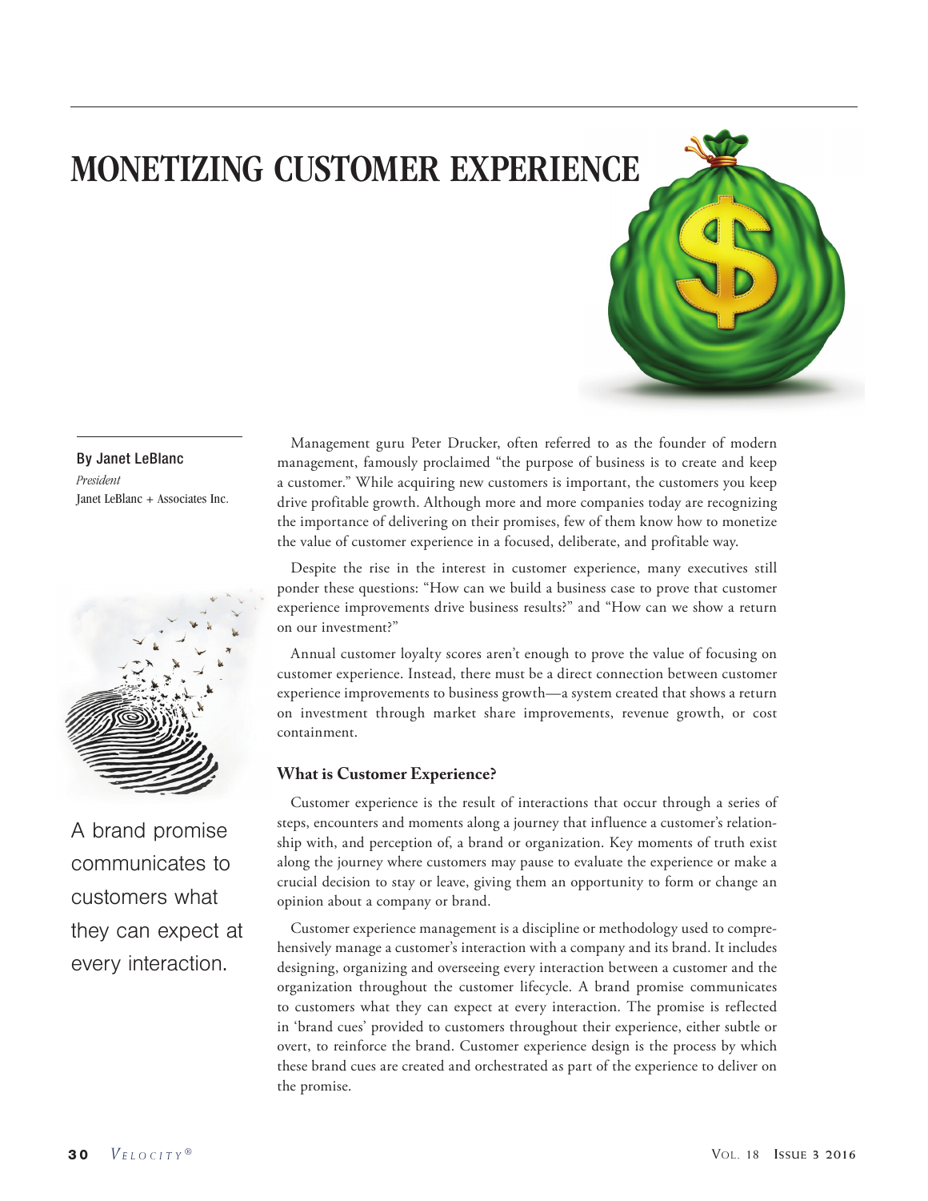# MONETIZING CUSTOMER EXPERIENCE

**By Janet LeBlanc**
*President*
Janet LeBlanc + Associates Inc.

Management guru Peter Drucker, often referred to as the founder of modern management, famously proclaimed "the purpose of business is to create and keep a customer." While acquiring new customers is important, the customers you keep drive profitable growth. Although more and more companies today are recognizing the importance of delivering on their promises, few of them know how to monetize the value of customer experience in a focused, deliberate, and profitable way.

Despite the rise in the interest in customer experience, many executives still ponder these questions: "How can we build a business case to prove that customer experience improvements drive business results?" and "How can we show a return on our investment?"

Annual customer loyalty scores aren't enough to prove the value of focusing on customer experience. Instead, there must be a direct connection between customer experience improvements to business growth—a system created that shows a return on investment through market share improvements, revenue growth, or cost containment.

A brand promise communicates to customers what they can expect at every interaction.

### What is Customer Experience?

Customer experience is the result of interactions that occur through a series of steps, encounters and moments along a journey that influence a customer's relationship with, and perception of, a brand or organization. Key moments of truth exist along the journey where customers may pause to evaluate the experience or make a crucial decision to stay or leave, giving them an opportunity to form or change an opinion about a company or brand.

Customer experience management is a discipline or methodology used to comprehensively manage a customer's interaction with a company and its brand. It includes designing, organizing and overseeing every interaction between a customer and the organization throughout the customer lifecycle. A brand promise communicates to customers what they can expect at every interaction. The promise is reflected in 'brand cues' provided to customers throughout their experience, either subtle or overt, to reinforce the brand. Customer experience design is the process by which these brand cues are created and orchestrated as part of the experience to deliver on the promise.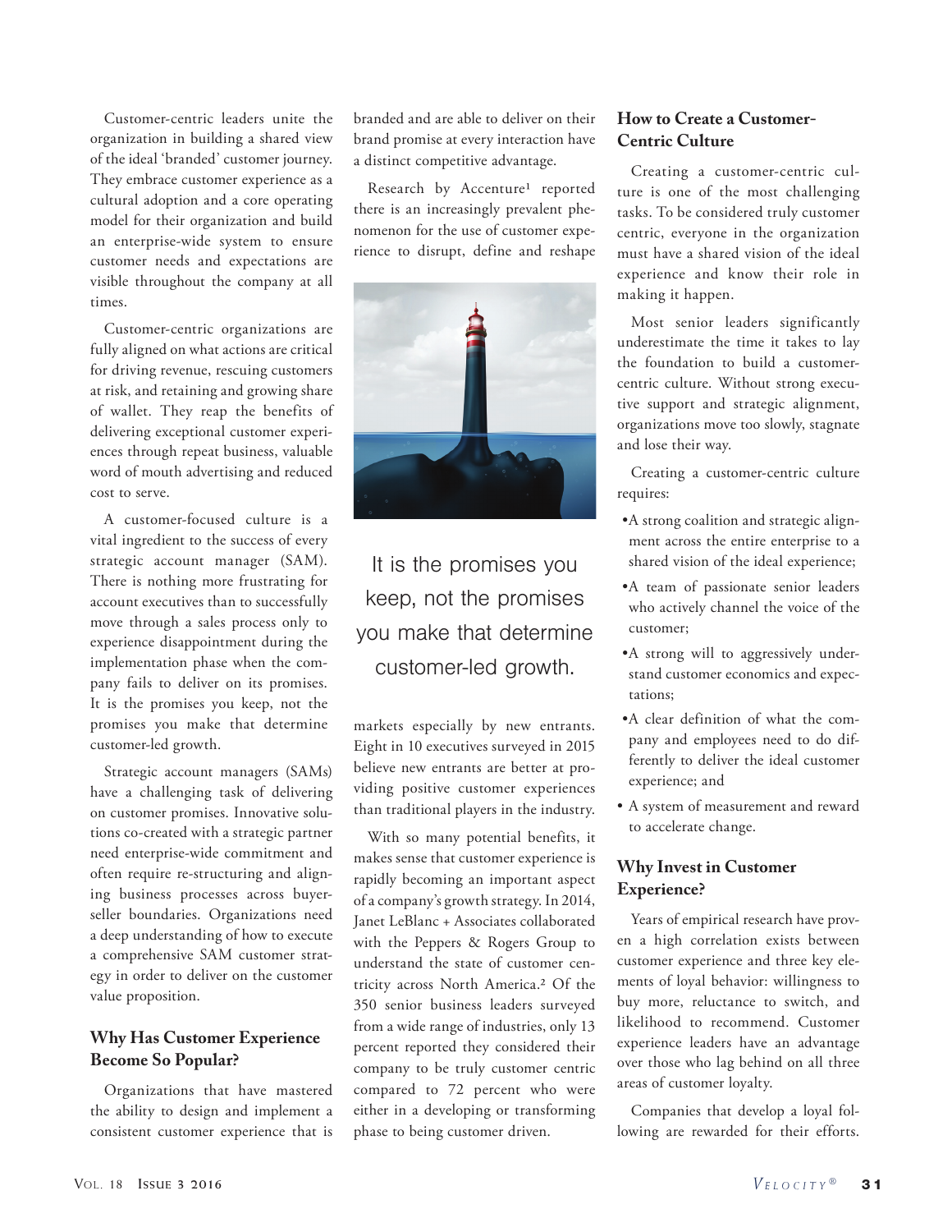Customer-centric leaders unite the organization in building a shared view of the ideal 'branded' customer journey. They embrace customer experience as a cultural adoption and a core operating model for their organization and build an enterprise-wide system to ensure customer needs and expectations are visible throughout the company at all times.

Customer-centric organizations are fully aligned on what actions are critical for driving revenue, rescuing customers at risk, and retaining and growing share of wallet. They reap the benefits of delivering exceptional customer experiences through repeat business, valuable word of mouth advertising and reduced cost to serve.

A customer-focused culture is a vital ingredient to the success of every strategic account manager (SAM). There is nothing more frustrating for account executives than to successfully move through a sales process only to experience disappointment during the implementation phase when the company fails to deliver on its promises. It is the promises you keep, not the promises you make that determine customer-led growth.

Strategic account managers (SAMs) have a challenging task of delivering on customer promises. Innovative solutions co-created with a strategic partner need enterprise-wide commitment and often require re-structuring and aligning business processes across buyer-seller boundaries. Organizations need a deep understanding of how to execute a comprehensive SAM customer strategy in order to deliver on the customer value proposition.

## Why Has Customer Experience Become So Popular?

Organizations that have mastered the ability to design and implement a consistent customer experience that is branded and are able to deliver on their brand promise at every interaction have a distinct competitive advantage.

Research by Accenture[1] reported there is an increasingly prevalent phenomenon for the use of customer experience to disrupt, define and reshape markets especially by new entrants. Eight in 10 executives surveyed in 2015 believe new entrants are better at providing positive customer experiences than traditional players in the industry.

> It is the promises you keep, not the promises you make that determine customer-led growth.

With so many potential benefits, it makes sense that customer experience is rapidly becoming an important aspect of a company's growth strategy. In 2014, Janet LeBlanc + Associates collaborated with the Peppers & Rogers Group to understand the state of customer centricity across North America.[2] Of the 350 senior business leaders surveyed from a wide range of industries, only 13 percent reported they considered their company to be truly customer centric compared to 72 percent who were either in a developing or transforming phase to being customer driven.

## How to Create a Customer-Centric Culture

Creating a customer-centric culture is one of the most challenging tasks. To be considered truly customer centric, everyone in the organization must have a shared vision of the ideal experience and know their role in making it happen.

Most senior leaders significantly underestimate the time it takes to lay the foundation to build a customer-centric culture. Without strong executive support and strategic alignment, organizations move too slowly, stagnate and lose their way.

Creating a customer-centric culture requires:

- A strong coalition and strategic alignment across the entire enterprise to a shared vision of the ideal experience;
- A team of passionate senior leaders who actively channel the voice of the customer;
- A strong will to aggressively understand customer economics and expectations;
- A clear definition of what the company and employees need to do differently to deliver the ideal customer experience; and
- A system of measurement and reward to accelerate change.

## Why Invest in Customer Experience?

Years of empirical research have proven a high correlation exists between customer experience and three key elements of loyal behavior: willingness to buy more, reluctance to switch, and likelihood to recommend. Customer experience leaders have an advantage over those who lag behind on all three areas of customer loyalty.

Companies that develop a loyal following are rewarded for their efforts.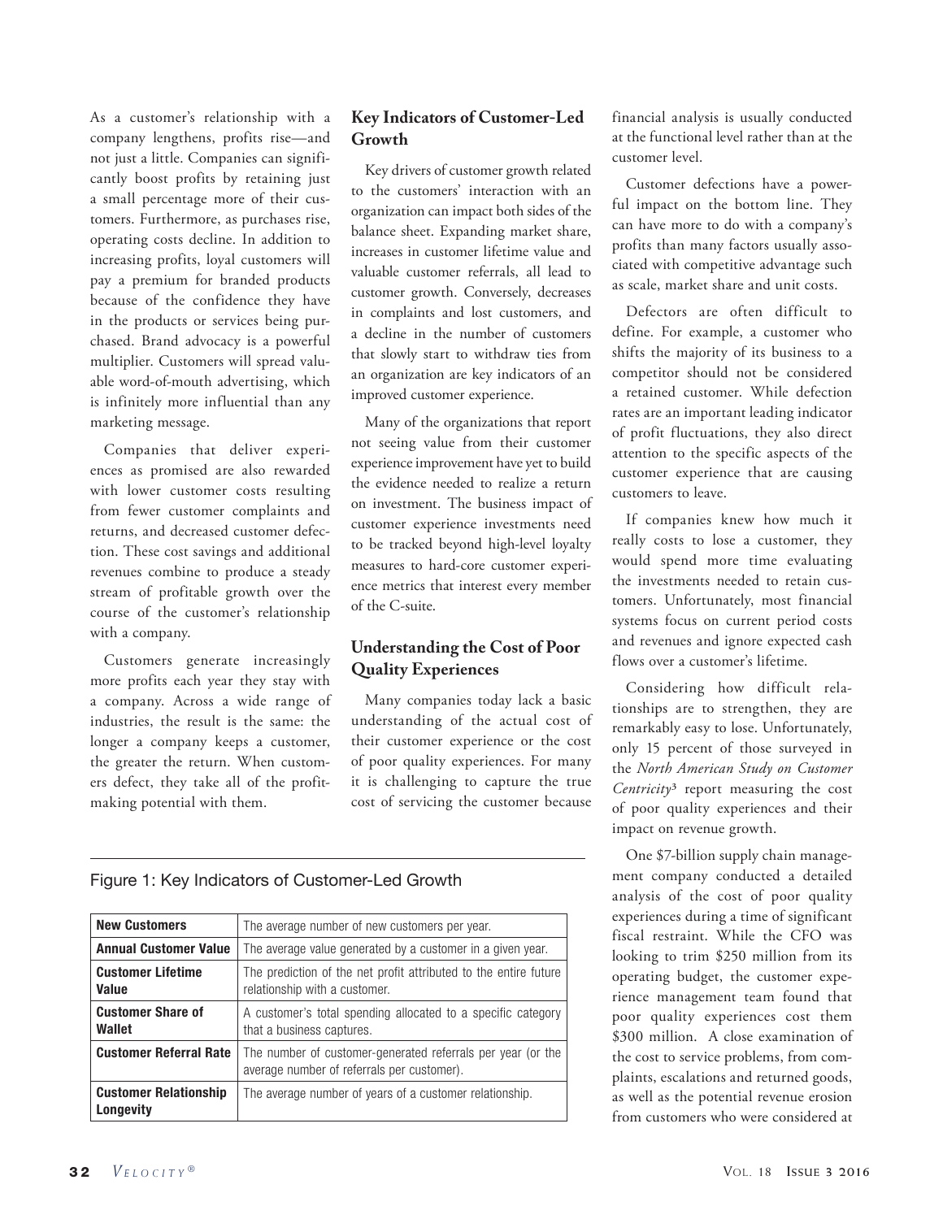As a customer's relationship with a company lengthens, profits rise—and not just a little. Companies can significantly boost profits by retaining just a small percentage more of their customers. Furthermore, as purchases rise, operating costs decline. In addition to increasing profits, loyal customers will pay a premium for branded products because of the confidence they have in the products or services being purchased. Brand advocacy is a powerful multiplier. Customers will spread valuable word-of-mouth advertising, which is infinitely more influential than any marketing message.

Companies that deliver experiences as promised are also rewarded with lower customer costs resulting from fewer customer complaints and returns, and decreased customer defection. These cost savings and additional revenues combine to produce a steady stream of profitable growth over the course of the customer's relationship with a company.

Customers generate increasingly more profits each year they stay with a company. Across a wide range of industries, the result is the same: the longer a company keeps a customer, the greater the return. When customers defect, they take all of the profit-making potential with them.

## Key Indicators of Customer-Led Growth

Key drivers of customer growth related to the customers' interaction with an organization can impact both sides of the balance sheet. Expanding market share, increases in customer lifetime value and valuable customer referrals, all lead to customer growth. Conversely, decreases in complaints and lost customers, and a decline in the number of customers that slowly start to withdraw ties from an organization are key indicators of an improved customer experience.

Many of the organizations that report not seeing value from their customer experience improvement have yet to build the evidence needed to realize a return on investment. The business impact of customer experience investments need to be tracked beyond high-level loyalty measures to hard-core customer experience metrics that interest every member of the C-suite.

Figure 1: Key Indicators of Customer-Led Growth

| | |
|---|---|
| **New Customers** | The average number of new customers per year. |
| **Annual Customer Value** | The average value generated by a customer in a given year. |
| **Customer Lifetime Value** | The prediction of the net profit attributed to the entire future relationship with a customer. |
| **Customer Share of Wallet** | A customer's total spending allocated to a specific category that a business captures. |
| **Customer Referral Rate** | The number of customer-generated referrals per year (or the average number of referrals per customer). |
| **Customer Relationship Longevity** | The average number of years of a customer relationship. |

## Understanding the Cost of Poor Quality Experiences

Many companies today lack a basic understanding of the actual cost of their customer experience or the cost of poor quality experiences. For many it is challenging to capture the true cost of servicing the customer because financial analysis is usually conducted at the functional level rather than at the customer level.

Customer defections have a powerful impact on the bottom line. They can have more to do with a company's profits than many factors usually associated with competitive advantage such as scale, market share and unit costs.

Defectors are often difficult to define. For example, a customer who shifts the majority of its business to a competitor should not be considered a retained customer. While defection rates are an important leading indicator of profit fluctuations, they also direct attention to the specific aspects of the customer experience that are causing customers to leave.

If companies knew how much it really costs to lose a customer, they would spend more time evaluating the investments needed to retain customers. Unfortunately, most financial systems focus on current period costs and revenues and ignore expected cash flows over a customer's lifetime.

Considering how difficult relationships are to strengthen, they are remarkably easy to lose. Unfortunately, only 15 percent of those surveyed in the *North American Study on Customer Centricity*[3] report measuring the cost of poor quality experiences and their impact on revenue growth.

One $7-billion supply chain management company conducted a detailed analysis of the cost of poor quality experiences during a time of significant fiscal restraint. While the CFO was looking to trim $250 million from its operating budget, the customer experience management team found that poor quality experiences cost them $300 million. A close examination of the cost to service problems, from complaints, escalations and returned goods, as well as the potential revenue erosion from customers who were considered at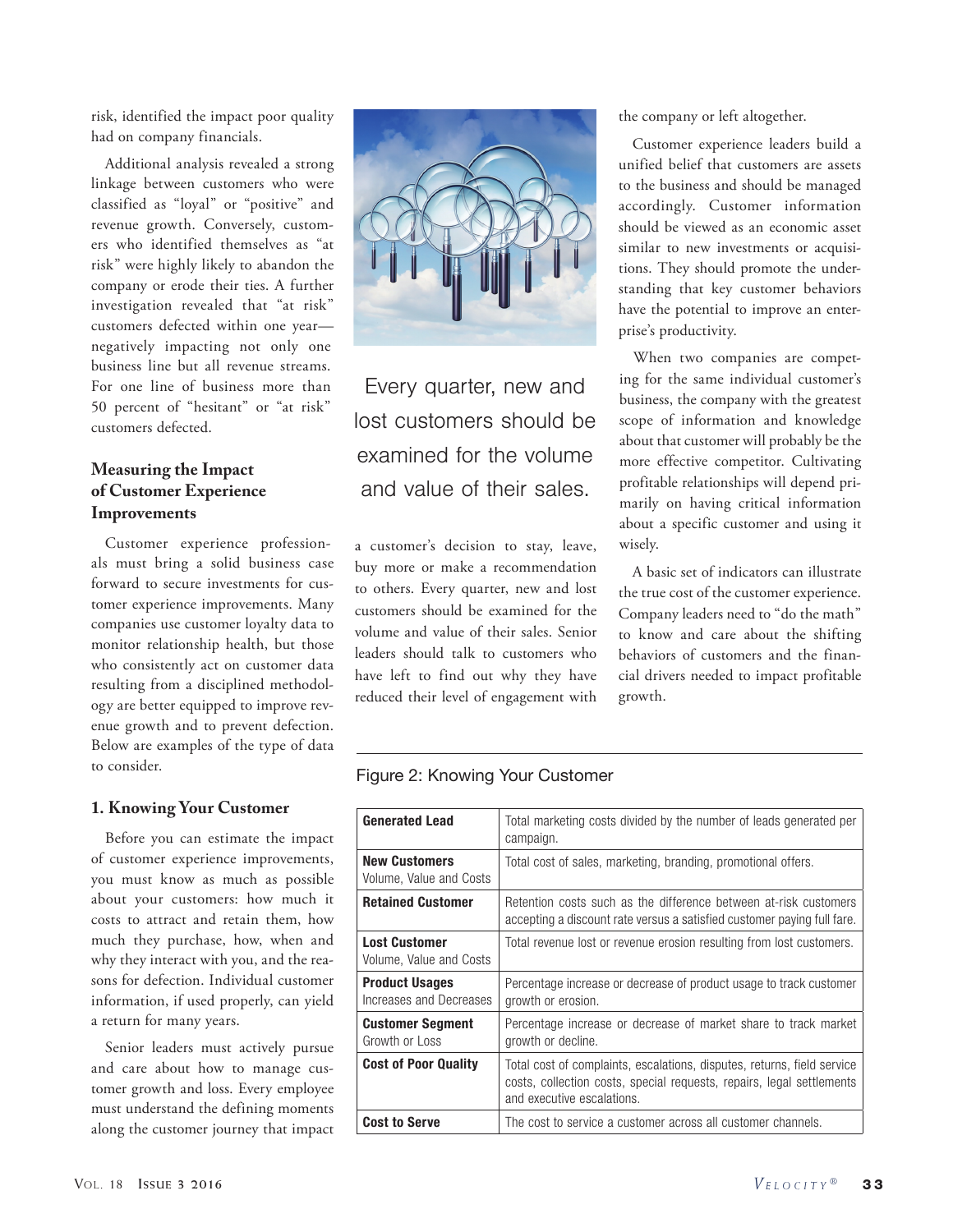risk, identified the impact poor quality had on company financials.

Additional analysis revealed a strong linkage between customers who were classified as "loyal" or "positive" and revenue growth. Conversely, customers who identified themselves as "at risk" were highly likely to abandon the company or erode their ties. A further investigation revealed that "at risk" customers defected within one year—negatively impacting not only one business line but all revenue streams. For one line of business more than 50 percent of "hesitant" or "at risk" customers defected.

## Measuring the Impact of Customer Experience Improvements

Customer experience professionals must bring a solid business case forward to secure investments for customer experience improvements. Many companies use customer loyalty data to monitor relationship health, but those who consistently act on customer data resulting from a disciplined methodology are better equipped to improve revenue growth and to prevent defection. Below are examples of the type of data to consider.

### 1. Knowing Your Customer

Before you can estimate the impact of customer experience improvements, you must know as much as possible about your customers: how much it costs to attract and retain them, how much they purchase, how, when and why they interact with you, and the reasons for defection. Individual customer information, if used properly, can yield a return for many years.

Senior leaders must actively pursue and care about how to manage customer growth and loss. Every employee must understand the defining moments along the customer journey that impact a customer's decision to stay, leave, buy more or make a recommendation to others. Every quarter, new and lost customers should be examined for the volume and value of their sales. Senior leaders should talk to customers who have left to find out why they have reduced their level of engagement with the company or left altogether.

> Every quarter, new and lost customers should be examined for the volume and value of their sales.

Customer experience leaders build a unified belief that customers are assets to the business and should be managed accordingly. Customer information should be viewed as an economic asset similar to new investments or acquisitions. They should promote the understanding that key customer behaviors have the potential to improve an enterprise's productivity.

When two companies are competing for the same individual customer's business, the company with the greatest scope of information and knowledge about that customer will probably be the more effective competitor. Cultivating profitable relationships will depend primarily on having critical information about a specific customer and using it wisely.

A basic set of indicators can illustrate the true cost of the customer experience. Company leaders need to "do the math" to know and care about the shifting behaviors of customers and the financial drivers needed to impact profitable growth.

Figure 2: Knowing Your Customer

| | |
|---|---|
| **Generated Lead** | Total marketing costs divided by the number of leads generated per campaign. |
| **New Customers** Volume, Value and Costs | Total cost of sales, marketing, branding, promotional offers. |
| **Retained Customer** | Retention costs such as the difference between at-risk customers accepting a discount rate versus a satisfied customer paying full fare. |
| **Lost Customer** Volume, Value and Costs | Total revenue lost or revenue erosion resulting from lost customers. |
| **Product Usages** Increases and Decreases | Percentage increase or decrease of product usage to track customer growth or erosion. |
| **Customer Segment** Growth or Loss | Percentage increase or decrease of market share to track market growth or decline. |
| **Cost of Poor Quality** | Total cost of complaints, escalations, disputes, returns, field service costs, collection costs, special requests, repairs, legal settlements and executive escalations. |
| **Cost to Serve** | The cost to service a customer across all customer channels. |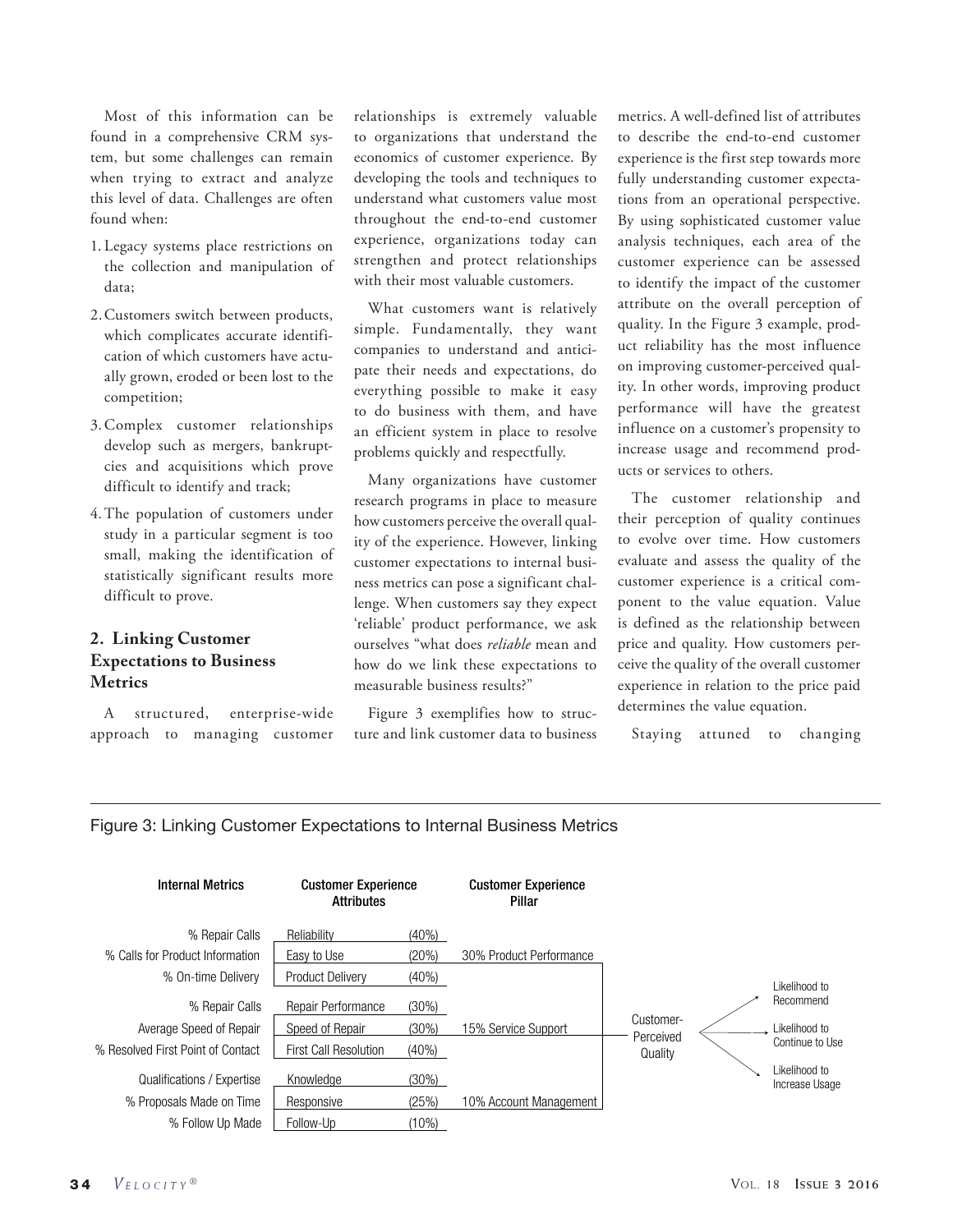Most of this information can be found in a comprehensive CRM system, but some challenges can remain when trying to extract and analyze this level of data. Challenges are often found when:

1. Legacy systems place restrictions on the collection and manipulation of data;
2. Customers switch between products, which complicates accurate identification of which customers have actually grown, eroded or been lost to the competition;
3. Complex customer relationships develop such as mergers, bankruptcies and acquisitions which prove difficult to identify and track;
4. The population of customers under study in a particular segment is too small, making the identification of statistically significant results more difficult to prove.

## 2. Linking Customer Expectations to Business Metrics

A structured, enterprise-wide approach to managing customer relationships is extremely valuable to organizations that understand the economics of customer experience. By developing the tools and techniques to understand what customers value most throughout the end-to-end customer experience, organizations today can strengthen and protect relationships with their most valuable customers.

What customers want is relatively simple. Fundamentally, they want companies to understand and anticipate their needs and expectations, do everything possible to make it easy to do business with them, and have an efficient system in place to resolve problems quickly and respectfully.

Many organizations have customer research programs in place to measure how customers perceive the overall quality of the experience. However, linking customer expectations to internal business metrics can pose a significant challenge. When customers say they expect 'reliable' product performance, we ask ourselves "what does *reliable* mean and how do we link these expectations to measurable business results?"

Figure 3 exemplifies how to structure and link customer data to business metrics. A well-defined list of attributes to describe the end-to-end customer experience is the first step towards more fully understanding customer expectations from an operational perspective. By using sophisticated customer value analysis techniques, each area of the customer experience can be assessed to identify the impact of the customer attribute on the overall perception of quality. In the Figure 3 example, product reliability has the most influence on improving customer-perceived quality. In other words, improving product performance will have the greatest influence on a customer's propensity to increase usage and recommend products or services to others.

The customer relationship and their perception of quality continues to evolve over time. How customers evaluate and assess the quality of the customer experience is a critical component to the value equation. Value is defined as the relationship between price and quality. How customers perceive the quality of the overall customer experience in relation to the price paid determines the value equation.

Staying attuned to changing

Figure 3: Linking Customer Expectations to Internal Business Metrics

| Internal Metrics | Customer Experience Attributes | | Customer Experience Pillar |
|---|---|---|---|
| % Repair Calls | Reliability | (40%) | |
| % Calls for Product Information | Easy to Use | (20%) | 30% Product Performance |
| % On-time Delivery | Product Delivery | (40%) | |
| % Repair Calls | Repair Performance | (30%) | |
| Average Speed of Repair | Speed of Repair | (30%) | 15% Service Support |
| % Resolved First Point of Contact | First Call Resolution | (40%) | |
| Qualifications / Expertise | Knowledge | (30%) | |
| % Proposals Made on Time | Responsive | (25%) | 10% Account Management |
| % Follow Up Made | Follow-Up | (10%) | |

Customer Experience Pillars → Customer-Perceived Quality → Likelihood to Recommend; Likelihood to Continue to Use; Likelihood to Increase Usage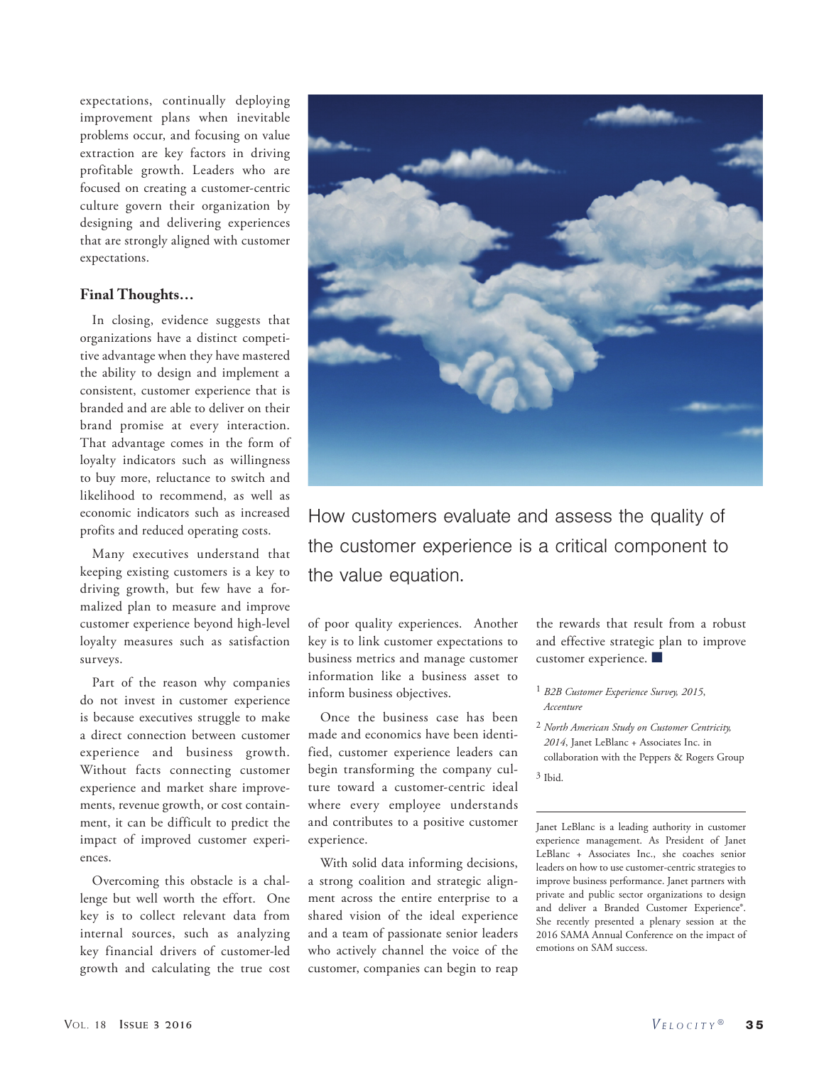expectations, continually deploying improvement plans when inevitable problems occur, and focusing on value extraction are key factors in driving profitable growth. Leaders who are focused on creating a customer-centric culture govern their organization by designing and delivering experiences that are strongly aligned with customer expectations.

### Final Thoughts…

In closing, evidence suggests that organizations have a distinct competitive advantage when they have mastered the ability to design and implement a consistent, customer experience that is branded and are able to deliver on their brand promise at every interaction. That advantage comes in the form of loyalty indicators such as willingness to buy more, reluctance to switch and likelihood to recommend, as well as economic indicators such as increased profits and reduced operating costs.

Many executives understand that keeping existing customers is a key to driving growth, but few have a formalized plan to measure and improve customer experience beyond high-level loyalty measures such as satisfaction surveys.

Part of the reason why companies do not invest in customer experience is because executives struggle to make a direct connection between customer experience and business growth. Without facts connecting customer experience and market share improvements, revenue growth, or cost containment, it can be difficult to predict the impact of improved customer experiences.

Overcoming this obstacle is a challenge but well worth the effort. One key is to collect relevant data from internal sources, such as analyzing key financial drivers of customer-led growth and calculating the true cost of poor quality experiences. Another key is to link customer expectations to business metrics and manage customer information like a business asset to inform business objectives.

How customers evaluate and assess the quality of the customer experience is a critical component to the value equation.

Once the business case has been made and economics have been identified, customer experience leaders can begin transforming the company culture toward a customer-centric ideal where every employee understands and contributes to a positive customer experience.

With solid data informing decisions, a strong coalition and strategic alignment across the entire enterprise to a shared vision of the ideal experience and a team of passionate senior leaders who actively channel the voice of the customer, companies can begin to reap the rewards that result from a robust and effective strategic plan to improve customer experience. ■

[1] *B2B Customer Experience Survey, 2015, Accenture*

[2] *North American Study on Customer Centricity, 2014*, Janet LeBlanc + Associates Inc. in collaboration with the Peppers & Rogers Group

[3] Ibid.

---

Janet LeBlanc is a leading authority in customer experience management. As President of Janet LeBlanc + Associates Inc., she coaches senior leaders on how to use customer-centric strategies to improve business performance. Janet partners with private and public sector organizations to design and deliver a Branded Customer Experience®. She recently presented a plenary session at the 2016 SAMA Annual Conference on the impact of emotions on SAM success.